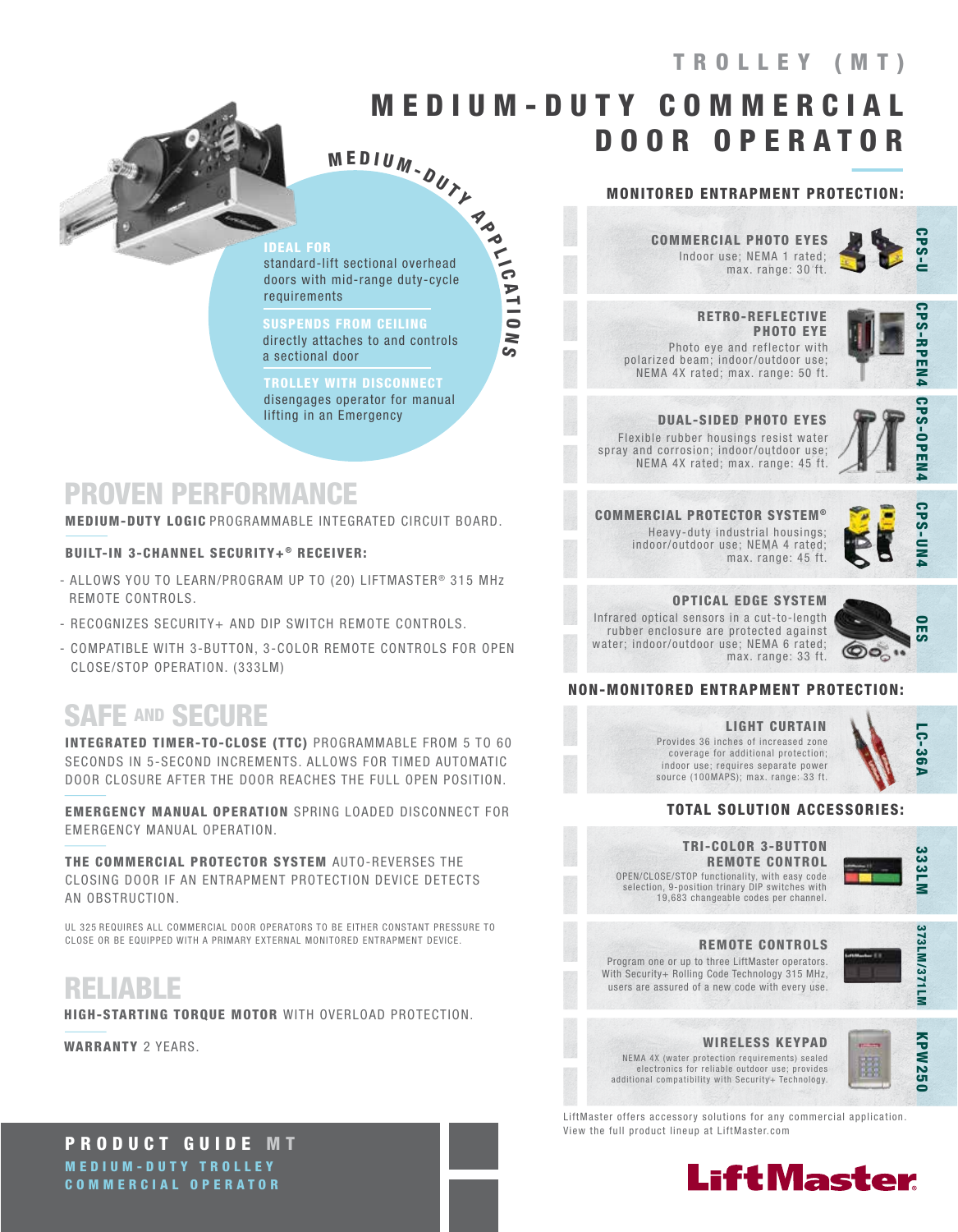# TROLLEY (MT)

# MEDIUM-DUTY COMMERCIAL DOOR OPERATOR

**MEDIUM-DUTY APPLICATIONS**

**IDEAL FOR**
standard-lift sectional overhead doors with mid-range duty-cycle requirements

**SUSPENDS FROM CEILING**
directly attaches to and controls a sectional door

**TROLLEY WITH DISCONNECT**
disengages operator for manual lifting in an Emergency

## PROVEN PERFORMANCE

**MEDIUM-DUTY LOGIC** PROGRAMMABLE INTEGRATED CIRCUIT BOARD.

**BUILT-IN 3-CHANNEL SECURITY+® RECEIVER:**

- ALLOWS YOU TO LEARN/PROGRAM UP TO (20) LIFTMASTER® 315 MHz REMOTE CONTROLS.
- RECOGNIZES SECURITY+ AND DIP SWITCH REMOTE CONTROLS.
- COMPATIBLE WITH 3-BUTTON, 3-COLOR REMOTE CONTROLS FOR OPEN CLOSE/STOP OPERATION. (333LM)

## SAFE AND SECURE

**INTEGRATED TIMER-TO-CLOSE (TTC)** PROGRAMMABLE FROM 5 TO 60 SECONDS IN 5-SECOND INCREMENTS. ALLOWS FOR TIMED AUTOMATIC DOOR CLOSURE AFTER THE DOOR REACHES THE FULL OPEN POSITION.

**EMERGENCY MANUAL OPERATION** SPRING LOADED DISCONNECT FOR EMERGENCY MANUAL OPERATION.

**THE COMMERCIAL PROTECTOR SYSTEM** AUTO-REVERSES THE CLOSING DOOR IF AN ENTRAPMENT PROTECTION DEVICE DETECTS AN OBSTRUCTION.

UL 325 REQUIRES ALL COMMERCIAL DOOR OPERATORS TO BE EITHER CONSTANT PRESSURE TO CLOSE OR BE EQUIPPED WITH A PRIMARY EXTERNAL MONITORED ENTRAPMENT DEVICE.

## RELIABLE

**HIGH-STARTING TORQUE MOTOR** WITH OVERLOAD PROTECTION.

**WARRANTY** 2 YEARS.

### MONITORED ENTRAPMENT PROTECTION:

**COMMERCIAL PHOTO EYES** — CPS-U
Indoor use; NEMA 1 rated; max. range: 30 ft.

**RETRO-REFLECTIVE PHOTO EYE** — CPS-RPEN4
Photo eye and reflector with polarized beam; indoor/outdoor use; NEMA 4X rated; max. range: 50 ft.

**DUAL-SIDED PHOTO EYES** — CPS-OPEN4
Flexible rubber housings resist water spray and corrosion; indoor/outdoor use; NEMA 4X rated; max. range: 45 ft.

**COMMERCIAL PROTECTOR SYSTEM®** — CPS-UN4
Heavy-duty industrial housings; indoor/outdoor use; NEMA 4 rated; max. range: 45 ft.

**OPTICAL EDGE SYSTEM** — OES
Infrared optical sensors in a cut-to-length rubber enclosure are protected against water; indoor/outdoor use; NEMA 6 rated; max. range: 33 ft.

### NON-MONITORED ENTRAPMENT PROTECTION:

**LIGHT CURTAIN** — LC-36A
Provides 36 inches of increased zone coverage for additional protection; indoor use; requires separate power source (100MAPS); max. range: 33 ft.

### TOTAL SOLUTION ACCESSORIES:

**TRI-COLOR 3-BUTTON REMOTE CONTROL** — 333LM
OPEN/CLOSE/STOP functionality, with easy code selection, 9-position trinary DIP switches with 19,683 changeable codes per channel.

**REMOTE CONTROLS** — 373LM/371LM
Program one or up to three LiftMaster operators. With Security+ Rolling Code Technology 315 MHz, users are assured of a new code with every use.

**WIRELESS KEYPAD** — KPW250
NEMA 4X (water protection requirements) sealed electronics for reliable outdoor use; provides additional compatibility with Security+ Technology.

LiftMaster offers accessory solutions for any commercial application. View the full product lineup at LiftMaster.com

**PRODUCT GUIDE MT**
**MEDIUM-DUTY TROLLEY COMMERCIAL OPERATOR**

LiftMaster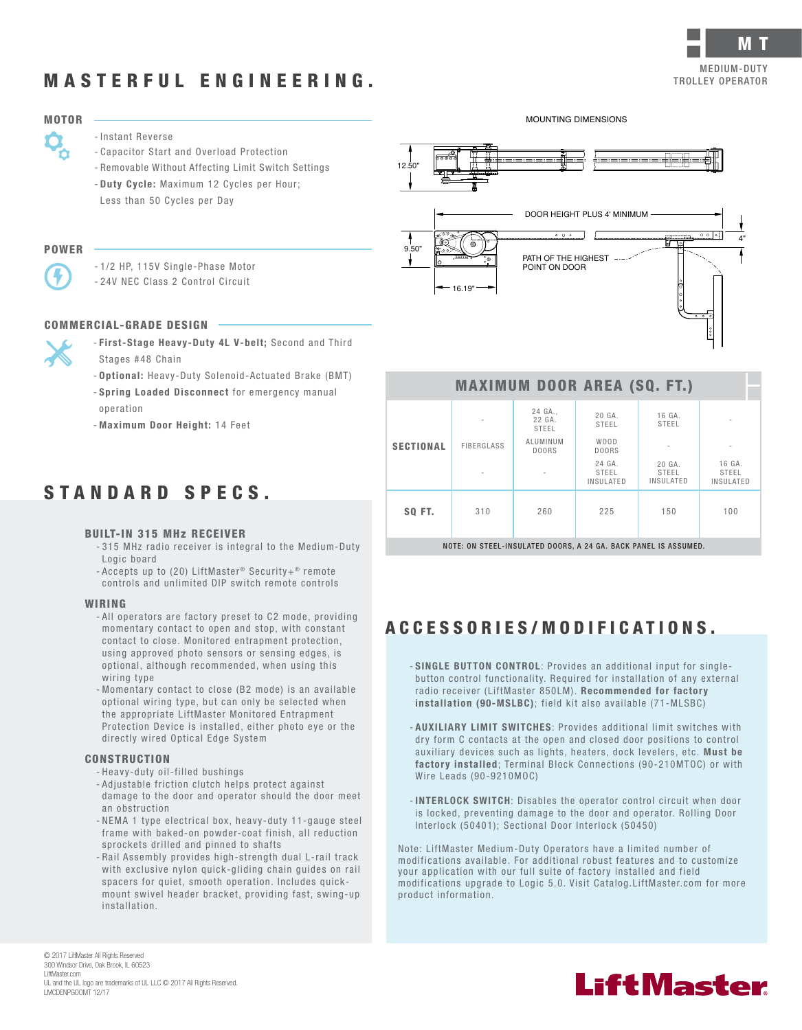# MASTERFUL ENGINEERING.

MT
MEDIUM-DUTY TROLLEY OPERATOR

## MOTOR

- Instant Reverse
- Capacitor Start and Overload Protection
- Removable Without Affecting Limit Switch Settings
- **Duty Cycle:** Maximum 12 Cycles per Hour; Less than 50 Cycles per Day

## POWER

- 1/2 HP, 115V Single-Phase Motor
- 24V NEC Class 2 Control Circuit

## COMMERCIAL-GRADE DESIGN

- **First-Stage Heavy-Duty 4L V-belt;** Second and Third Stages #48 Chain
- **Optional:** Heavy-Duty Solenoid-Actuated Brake (BMT)
- **Spring Loaded Disconnect** for emergency manual operation
- **Maximum Door Height:** 14 Feet

MOUNTING DIMENSIONS

12.50"

DOOR HEIGHT PLUS 4' MINIMUM

4"

9.50"

PATH OF THE HIGHEST POINT ON DOOR

16.19"

## MAXIMUM DOOR AREA (SQ. FT.)

| | | | | | |
|---|---|---|---|---|---|
| **SECTIONAL** | - | 24 GA., 22 GA. STEEL | 20 GA. STEEL | 16 GA. STEEL | - |
| | FIBERGLASS | ALUMINUM DOORS | WOOD DOORS | - | - |
| | - | - | 24 GA. STEEL INSULATED | 20 GA. STEEL INSULATED | 16 GA. STEEL INSULATED |
| **SQ FT.** | 310 | 260 | 225 | 150 | 100 |

NOTE: ON STEEL-INSULATED DOORS, A 24 GA. BACK PANEL IS ASSUMED.

# STANDARD SPECS.

### BUILT-IN 315 MHz RECEIVER

- 315 MHz radio receiver is integral to the Medium-Duty Logic board
- Accepts up to (20) LiftMaster® Security+® remote controls and unlimited DIP switch remote controls

### WIRING

- All operators are factory preset to C2 mode, providing momentary contact to open and stop, with constant contact to close. Monitored entrapment protection, using approved photo sensors or sensing edges, is optional, although recommended, when using this wiring type
- Momentary contact to close (B2 mode) is an available optional wiring type, but can only be selected when the appropriate LiftMaster Monitored Entrapment Protection Device is installed, either photo eye or the directly wired Optical Edge System

### CONSTRUCTION

- Heavy-duty oil-filled bushings
- Adjustable friction clutch helps protect against damage to the door and operator should the door meet an obstruction
- NEMA 1 type electrical box, heavy-duty 11-gauge steel frame with baked-on powder-coat finish, all reduction sprockets drilled and pinned to shafts
- Rail Assembly provides high-strength dual L-rail track with exclusive nylon quick-gliding chain guides on rail spacers for quiet, smooth operation. Includes quick-mount swivel header bracket, providing fast, swing-up installation.

# ACCESSORIES/MODIFICATIONS.

- **SINGLE BUTTON CONTROL**: Provides an additional input for single-button control functionality. Required for installation of any external radio receiver (LiftMaster 850LM). **Recommended for factory installation (90-MSLBC)**; field kit also available (71-MLSBC)
- **AUXILIARY LIMIT SWITCHES**: Provides additional limit switches with dry form C contacts at the open and closed door positions to control auxiliary devices such as lights, heaters, dock levelers, etc. **Must be factory installed**; Terminal Block Connections (90-210MTOC) or with Wire Leads (90-9210MOC)
- **INTERLOCK SWITCH**: Disables the operator control circuit when door is locked, preventing damage to the door and operator. Rolling Door Interlock (50401); Sectional Door Interlock (50450)

Note: LiftMaster Medium-Duty Operators have a limited number of modifications available. For additional robust features and to customize your application with our full suite of factory installed and field modifications upgrade to Logic 5.0. Visit Catalog.LiftMaster.com for more product information.

© 2017 LiftMaster All Rights Reserved
300 Windsor Drive, Oak Brook, IL 60523
LiftMaster.com
UL and the UL logo are trademarks of UL LLC © 2017 All Rights Reserved.
LMCDENPGDOMT 12/17

LiftMaster